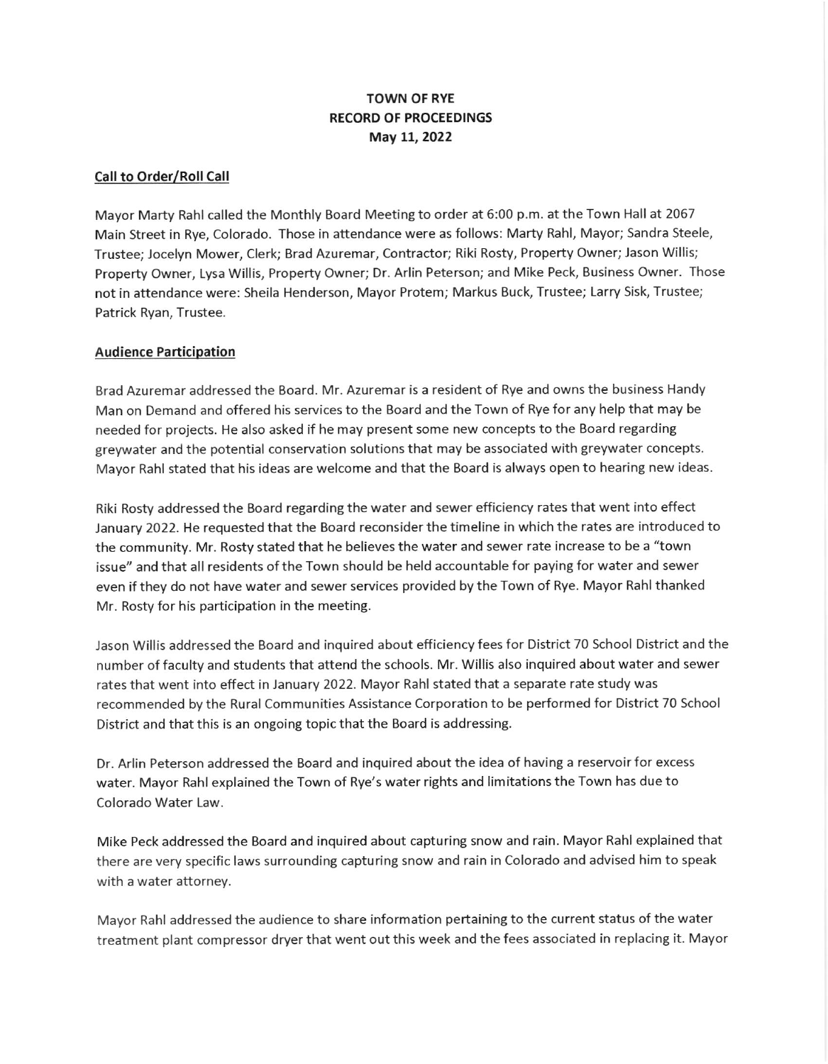**TOWN OF RYE**
**RECORD OF PROCEEDINGS**
**May 11, 2022**

## Call to Order/Roll Call

Mayor Marty Rahl called the Monthly Board Meeting to order at 6:00 p.m. at the Town Hall at 2067 Main Street in Rye, Colorado. Those in attendance were as follows: Marty Rahl, Mayor; Sandra Steele, Trustee; Jocelyn Mower, Clerk; Brad Azuremar, Contractor; Riki Rosty, Property Owner; Jason Willis; Property Owner, Lysa Willis, Property Owner; Dr. Arlin Peterson; and Mike Peck, Business Owner. Those not in attendance were: Sheila Henderson, Mayor Protem; Markus Buck, Trustee; Larry Sisk, Trustee; Patrick Ryan, Trustee.

## Audience Participation

Brad Azuremar addressed the Board. Mr. Azuremar is a resident of Rye and owns the business Handy Man on Demand and offered his services to the Board and the Town of Rye for any help that may be needed for projects. He also asked if he may present some new concepts to the Board regarding greywater and the potential conservation solutions that may be associated with greywater concepts. Mayor Rahl stated that his ideas are welcome and that the Board is always open to hearing new ideas.

Riki Rosty addressed the Board regarding the water and sewer efficiency rates that went into effect January 2022. He requested that the Board reconsider the timeline in which the rates are introduced to the community. Mr. Rosty stated that he believes the water and sewer rate increase to be a "town issue" and that all residents of the Town should be held accountable for paying for water and sewer even if they do not have water and sewer services provided by the Town of Rye. Mayor Rahl thanked Mr. Rosty for his participation in the meeting.

Jason Willis addressed the Board and inquired about efficiency fees for District 70 School District and the number of faculty and students that attend the schools. Mr. Willis also inquired about water and sewer rates that went into effect in January 2022. Mayor Rahl stated that a separate rate study was recommended by the Rural Communities Assistance Corporation to be performed for District 70 School District and that this is an ongoing topic that the Board is addressing.

Dr. Arlin Peterson addressed the Board and inquired about the idea of having a reservoir for excess water. Mayor Rahl explained the Town of Rye's water rights and limitations the Town has due to Colorado Water Law.

Mike Peck addressed the Board and inquired about capturing snow and rain. Mayor Rahl explained that there are very specific laws surrounding capturing snow and rain in Colorado and advised him to speak with a water attorney.

Mayor Rahl addressed the audience to share information pertaining to the current status of the water treatment plant compressor dryer that went out this week and the fees associated in replacing it. Mayor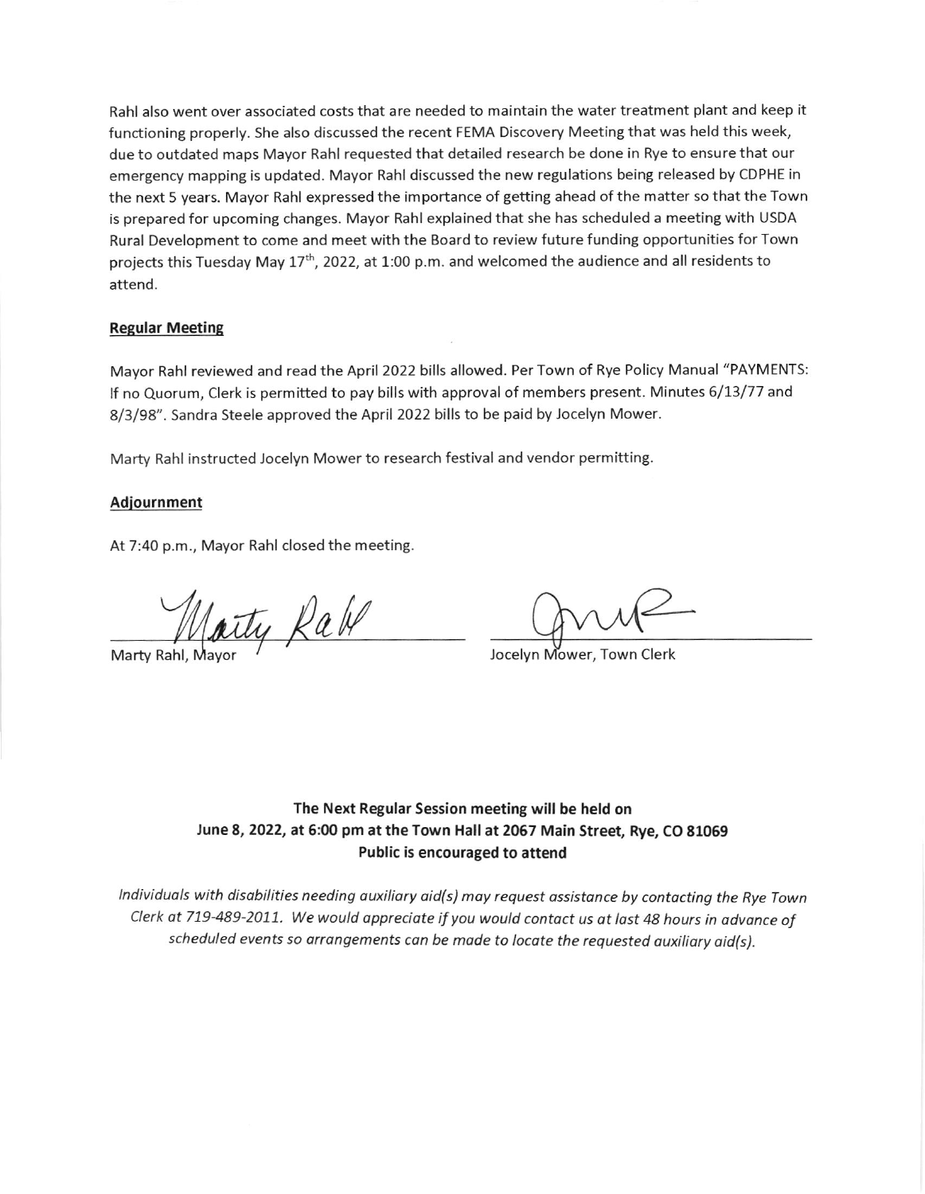Rahl also went over associated costs that are needed to maintain the water treatment plant and keep it functioning properly. She also discussed the recent FEMA Discovery Meeting that was held this week, due to outdated maps Mayor Rahl requested that detailed research be done in Rye to ensure that our emergency mapping is updated. Mayor Rahl discussed the new regulations being released by CDPHE in the next 5 years. Mayor Rahl expressed the importance of getting ahead of the matter so that the Town is prepared for upcoming changes. Mayor Rahl explained that she has scheduled a meeting with USDA Rural Development to come and meet with the Board to review future funding opportunities for Town projects this Tuesday May 17th, 2022, at 1:00 p.m. and welcomed the audience and all residents to attend.

**Regular Meeting**

Mayor Rahl reviewed and read the April 2022 bills allowed. Per Town of Rye Policy Manual "PAYMENTS: If no Quorum, Clerk is permitted to pay bills with approval of members present. Minutes 6/13/77 and 8/3/98". Sandra Steele approved the April 2022 bills to be paid by Jocelyn Mower.

Marty Rahl instructed Jocelyn Mower to research festival and vendor permitting.

**Adjournment**

At 7:40 p.m., Mayor Rahl closed the meeting.

Marty Rahl, Mayor

Jocelyn Mower, Town Clerk

**The Next Regular Session meeting will be held on June 8, 2022, at 6:00 pm at the Town Hall at 2067 Main Street, Rye, CO 81069 Public is encouraged to attend**

*Individuals with disabilities needing auxiliary aid(s) may request assistance by contacting the Rye Town Clerk at 719-489-2011. We would appreciate if you would contact us at last 48 hours in advance of scheduled events so arrangements can be made to locate the requested auxiliary aid(s).*